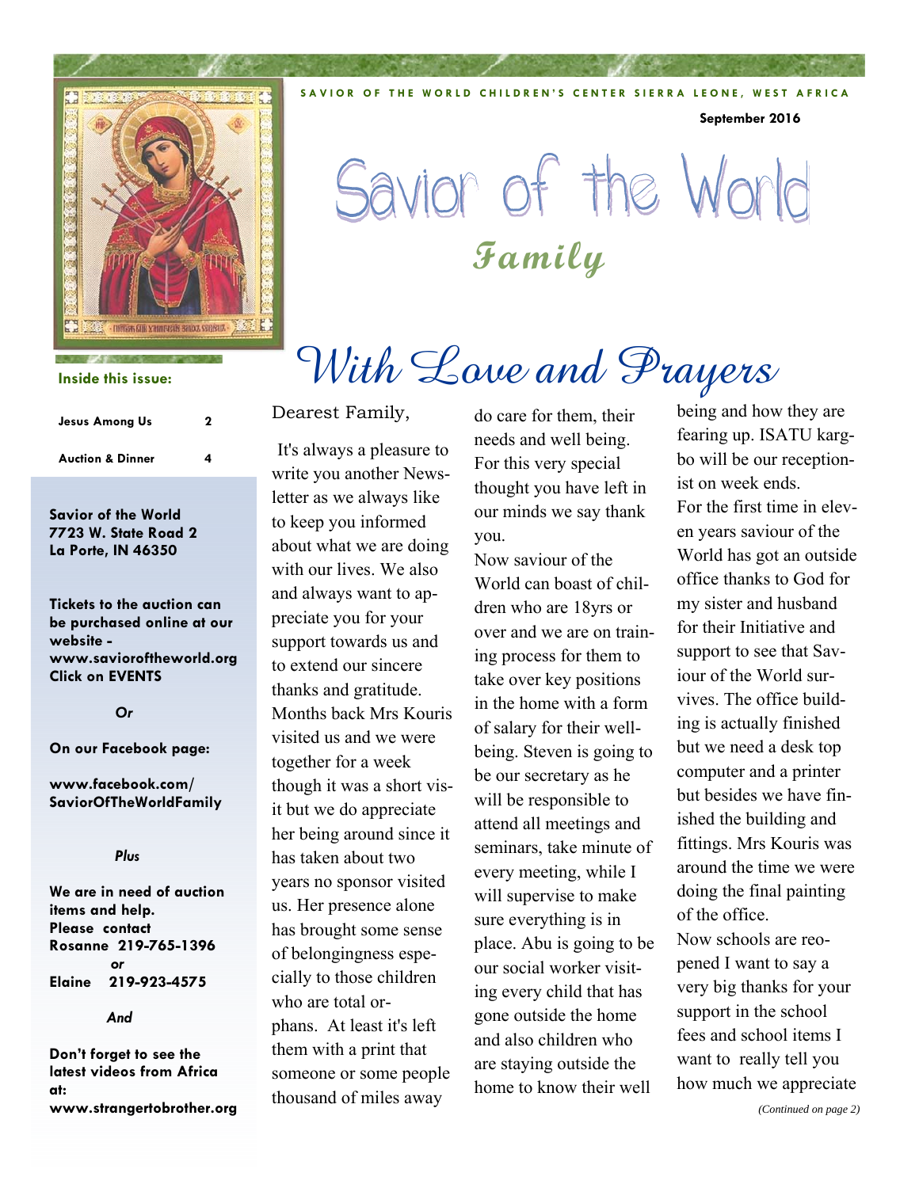SAVIOR OF THE WORLD CHILDREN'S CENTER SIERRA LEONE, WEST AFRICA

September 2016

# Savior of the World

## Family

**Inside this issue:**

| | |
|---|---|
| Jesus Among Us | 2 |
| Auction & Dinner | 4 |

**Savior of the World**
**7723 W. State Road 2**
**La Porte, IN 46350**

**Tickets to the auction can be purchased online at our website - www.savioroftheworld.org Click on EVENTS**

***Or***

**On our Facebook page:**

**www.facebook.com/SaviorOfTheWorldFamily**

***Plus***

**We are in need of auction items and help. Please contact**
**Rosanne 219-765-1396**
***or***
**Elaine 219-923-4575**

***And***

**Don't forget to see the latest videos from Africa at: www.strangertobrother.org**

# With Love and Prayers

Dearest Family,

It's always a pleasure to write you another Newsletter as we always like to keep you informed about what we are doing with our lives. We also and always want to appreciate you for your support towards us and to extend our sincere thanks and gratitude. Months back Mrs Kouris visited us and we were together for a week though it was a short visit but we do appreciate her being around since it has taken about two years no sponsor visited us. Her presence alone has brought some sense of belongingness especially to those children who are total orphans. At least it's left them with a print that someone or some people thousand of miles away do care for them, their needs and well being. For this very special thought you have left in our minds we say thank you.

Now saviour of the World can boast of children who are 18yrs or over and we are on training process for them to take over key positions in the home with a form of salary for their well-being. Steven is going to be our secretary as he will be responsible to attend all meetings and seminars, take minute of every meeting, while I will supervise to make sure everything is in place. Abu is going to be our social worker visiting every child that has gone outside the home and also children who are staying outside the home to know their well being and how they are fearing up. ISATU kargbo will be our receptionist on week ends.

For the first time in eleven years saviour of the World has got an outside office thanks to God for my sister and husband for their Initiative and support to see that Saviour of the World survives. The office building is actually finished but we need a desk top computer and a printer but besides we have finished the building and fittings. Mrs Kouris was around the time we were doing the final painting of the office.

Now schools are reopened I want to say a very big thanks for your support in the school fees and school items I want to really tell you how much we appreciate

*(Continued on page 2)*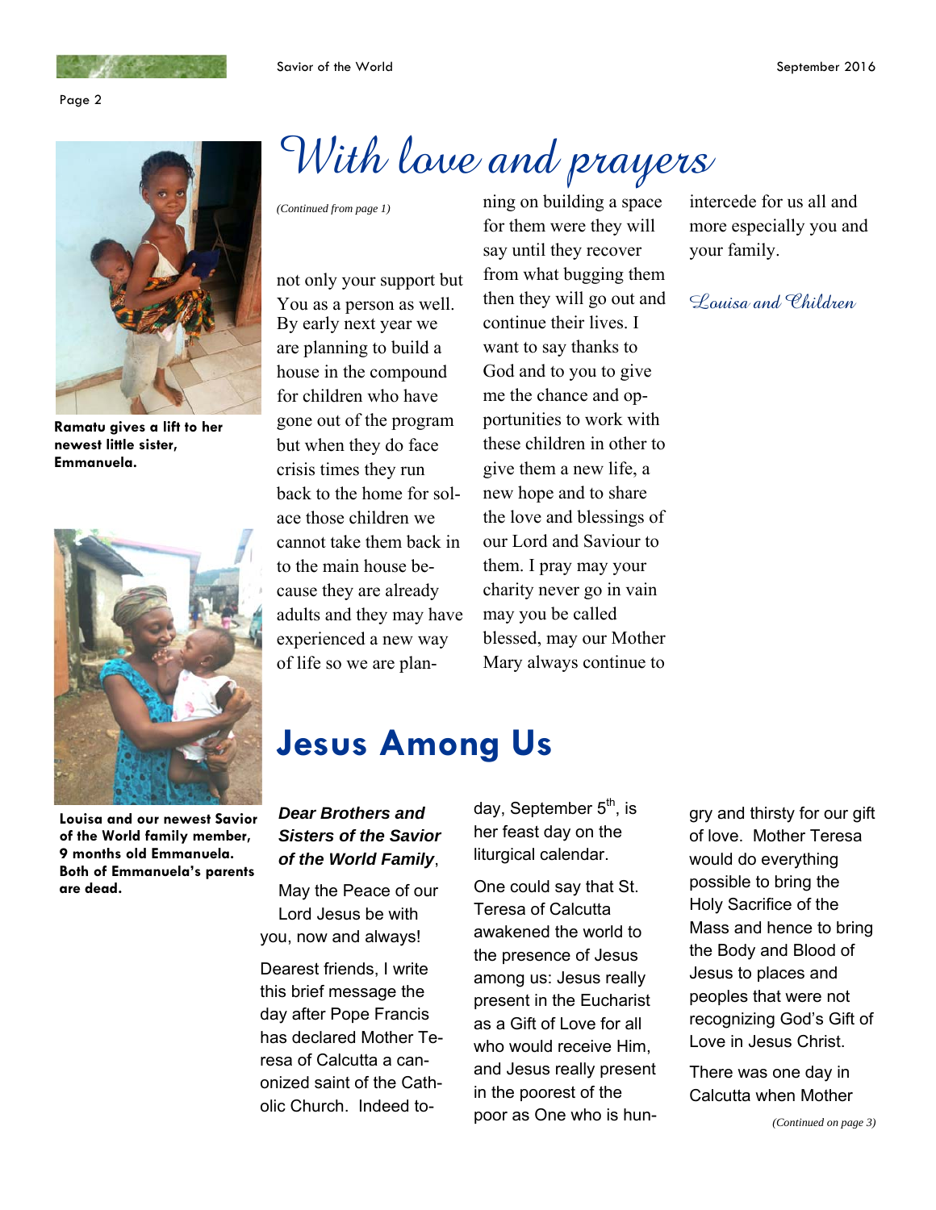# With love and prayers

*(Continued from page 1)*

not only your support but You as a person as well. By early next year we are planning to build a house in the compound for children who have gone out of the program but when they do face crisis times they run back to the home for solace those children we cannot take them back in to the main house because they are already adults and they may have experienced a new way of life so we are planning on building a space for them were they will say until they recover from what bugging them then they will go out and continue their lives. I want to say thanks to God and to you to give me the chance and opportunities to work with these children in other to give them a new life, a new hope and to share the love and blessings of our Lord and Saviour to them. I pray may your charity never go in vain may you be called blessed, may our Mother Mary always continue to intercede for us all and more especially you and your family.

*Louisa and Children*

**Ramatu gives a lift to her newest little sister, Emmanuela.**

**Louisa and our newest Savior of the World family member, 9 months old Emmanuela. Both of Emmanuela's parents are dead.**

# Jesus Among Us

***Dear Brothers and Sisters of the Savior of the World Family***,

May the Peace of our Lord Jesus be with you, now and always!

Dearest friends, I write this brief message the day after Pope Francis has declared Mother Teresa of Calcutta a canonized saint of the Catholic Church. Indeed today, September 5th, is her feast day on the liturgical calendar.

One could say that St. Teresa of Calcutta awakened the world to the presence of Jesus among us: Jesus really present in the Eucharist as a Gift of Love for all who would receive Him, and Jesus really present in the poorest of the poor as One who is hungry and thirsty for our gift of love. Mother Teresa would do everything possible to bring the Holy Sacrifice of the Mass and hence to bring the Body and Blood of Jesus to places and peoples that were not recognizing God's Gift of Love in Jesus Christ.

There was one day in Calcutta when Mother

*(Continued on page 3)*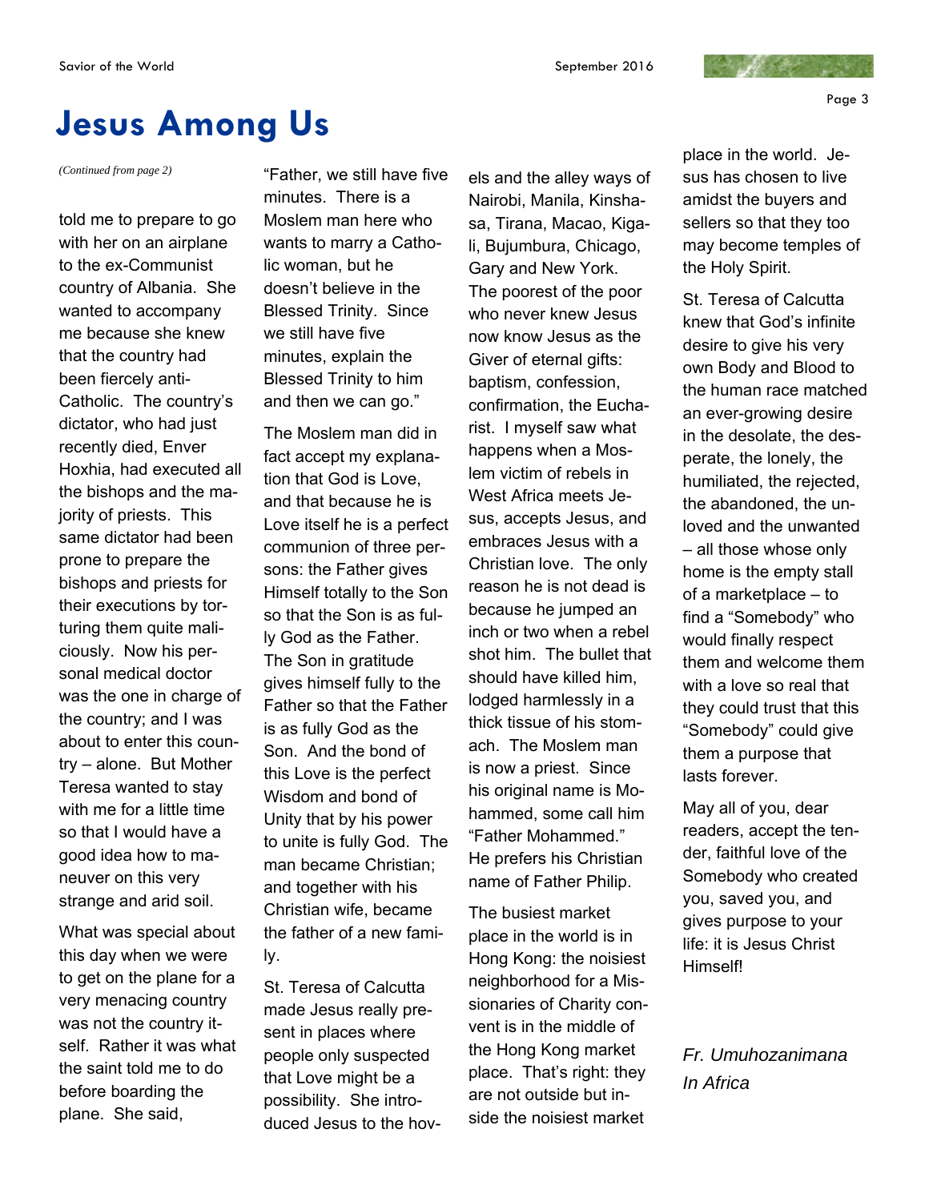# Jesus Among Us

*(Continued from page 2)*

told me to prepare to go with her on an airplane to the ex-Communist country of Albania. She wanted to accompany me because she knew that the country had been fiercely anti-Catholic. The country's dictator, who had just recently died, Enver Hoxhia, had executed all the bishops and the majority of priests. This same dictator had been prone to prepare the bishops and priests for their executions by torturing them quite maliciously. Now his personal medical doctor was the one in charge of the country; and I was about to enter this country – alone. But Mother Teresa wanted to stay with me for a little time so that I would have a good idea how to maneuver on this very strange and arid soil.

What was special about this day when we were to get on the plane for a very menacing country was not the country itself. Rather it was what the saint told me to do before boarding the plane. She said, "Father, we still have five minutes. There is a Moslem man here who wants to marry a Catholic woman, but he doesn't believe in the Blessed Trinity. Since we still have five minutes, explain the Blessed Trinity to him and then we can go."

The Moslem man did in fact accept my explanation that God is Love, and that because he is Love itself he is a perfect communion of three persons: the Father gives Himself totally to the Son so that the Son is as fully God as the Father. The Son in gratitude gives himself fully to the Father so that the Father is as fully God as the Son. And the bond of this Love is the perfect Wisdom and bond of Unity that by his power to unite is fully God. The man became Christian; and together with his Christian wife, became the father of a new family.

St. Teresa of Calcutta made Jesus really present in places where people only suspected that Love might be a possibility. She introduced Jesus to the hovels and the alley ways of Nairobi, Manila, Kinshasa, Tirana, Macao, Kigali, Bujumbura, Chicago, Gary and New York. The poorest of the poor who never knew Jesus now know Jesus as the Giver of eternal gifts: baptism, confession, confirmation, the Eucharist. I myself saw what happens when a Moslem victim of rebels in West Africa meets Jesus, accepts Jesus, and embraces Jesus with a Christian love. The only reason he is not dead is because he jumped an inch or two when a rebel shot him. The bullet that should have killed him, lodged harmlessly in a thick tissue of his stomach. The Moslem man is now a priest. Since his original name is Mohammed, some call him "Father Mohammed." He prefers his Christian name of Father Philip.

The busiest market place in the world is in Hong Kong: the noisiest neighborhood for a Missionaries of Charity convent is in the middle of the Hong Kong market place. That's right: they are not outside but inside the noisiest market place in the world. Jesus has chosen to live amidst the buyers and sellers so that they too may become temples of the Holy Spirit.

St. Teresa of Calcutta knew that God's infinite desire to give his very own Body and Blood to the human race matched an ever-growing desire in the desolate, the desperate, the lonely, the humiliated, the rejected, the abandoned, the unloved and the unwanted – all those whose only home is the empty stall of a marketplace – to find a "Somebody" who would finally respect them and welcome them with a love so real that they could trust that this "Somebody" could give them a purpose that lasts forever.

May all of you, dear readers, accept the tender, faithful love of the Somebody who created you, saved you, and gives purpose to your life: it is Jesus Christ Himself!

*Fr. Umuhozanimana*
*In Africa*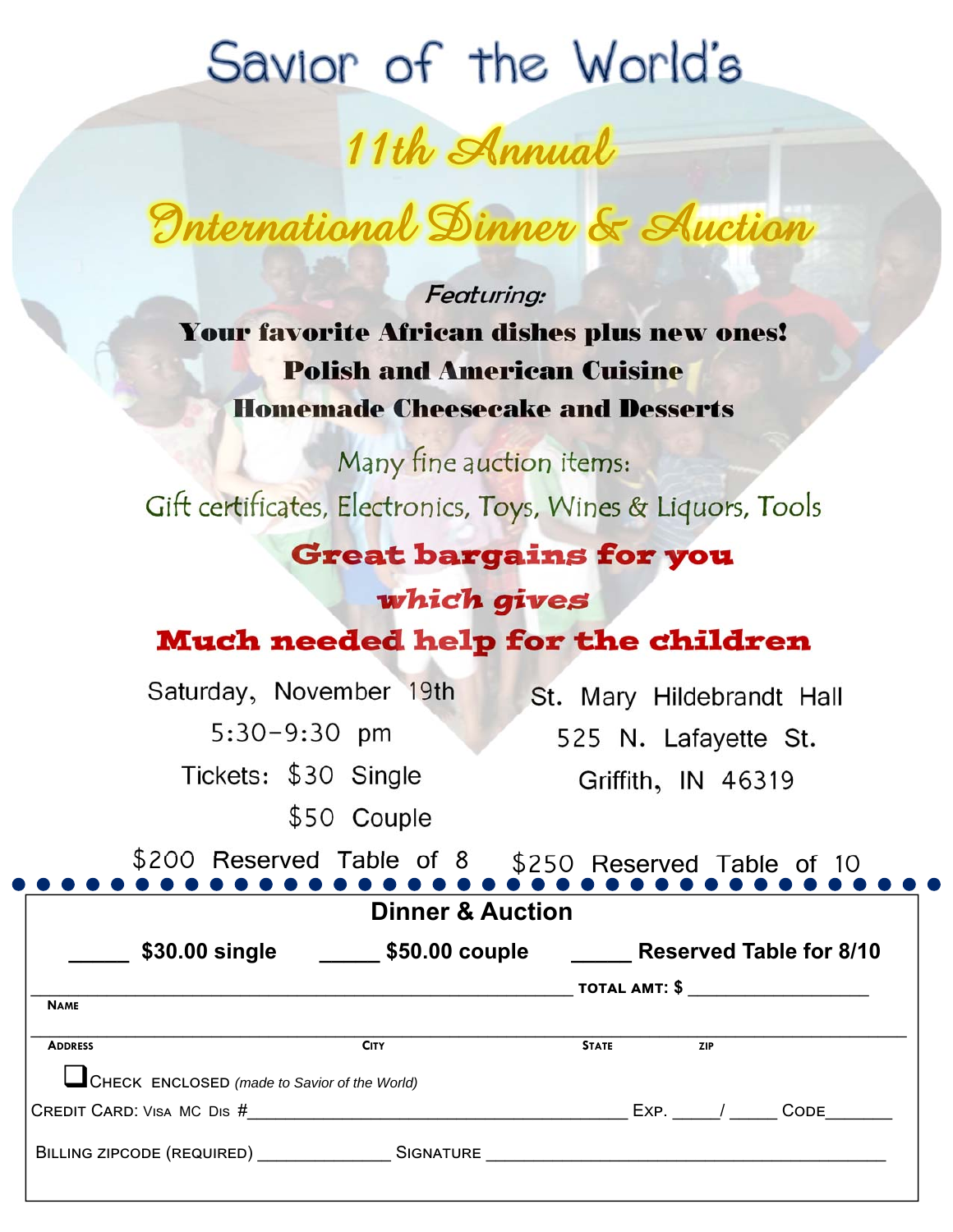# Savior of the World's

## 11th Annual

## International Dinner & Auction

*Featuring:*

**Your favorite African dishes plus new ones!**

**Polish and American Cuisine**

**Homemade Cheesecake and Desserts**

Many fine auction items:

Gift certificates, Electronics, Toys, Wines & Liquors, Tools

**Great bargains for you**

***which gives***

**Much needed help for the children**

Saturday, November 19th

5:30-9:30 pm

Tickets: $30 Single

$50 Couple

$200 Reserved Table of 8

St. Mary Hildebrandt Hall

525 N. Lafayette St.

Griffith, IN 46319

$250 Reserved Table of 10

---

**Dinner & Auction**

_____ **$30.00 single** _____ **$50.00 couple** _____ **Reserved Table for 8/10**

______________________________ **TOTAL AMT: $** ______________

NAME

______________________________________________________________

ADDRESS CITY STATE ZIP

☐ CHECK ENCLOSED *(made to Savior of the World)*

CREDIT CARD: VISA MC DIS #________________________ EXP. _____/_____ CODE_______

BILLING ZIPCODE (REQUIRED) ____________ SIGNATURE ______________________________